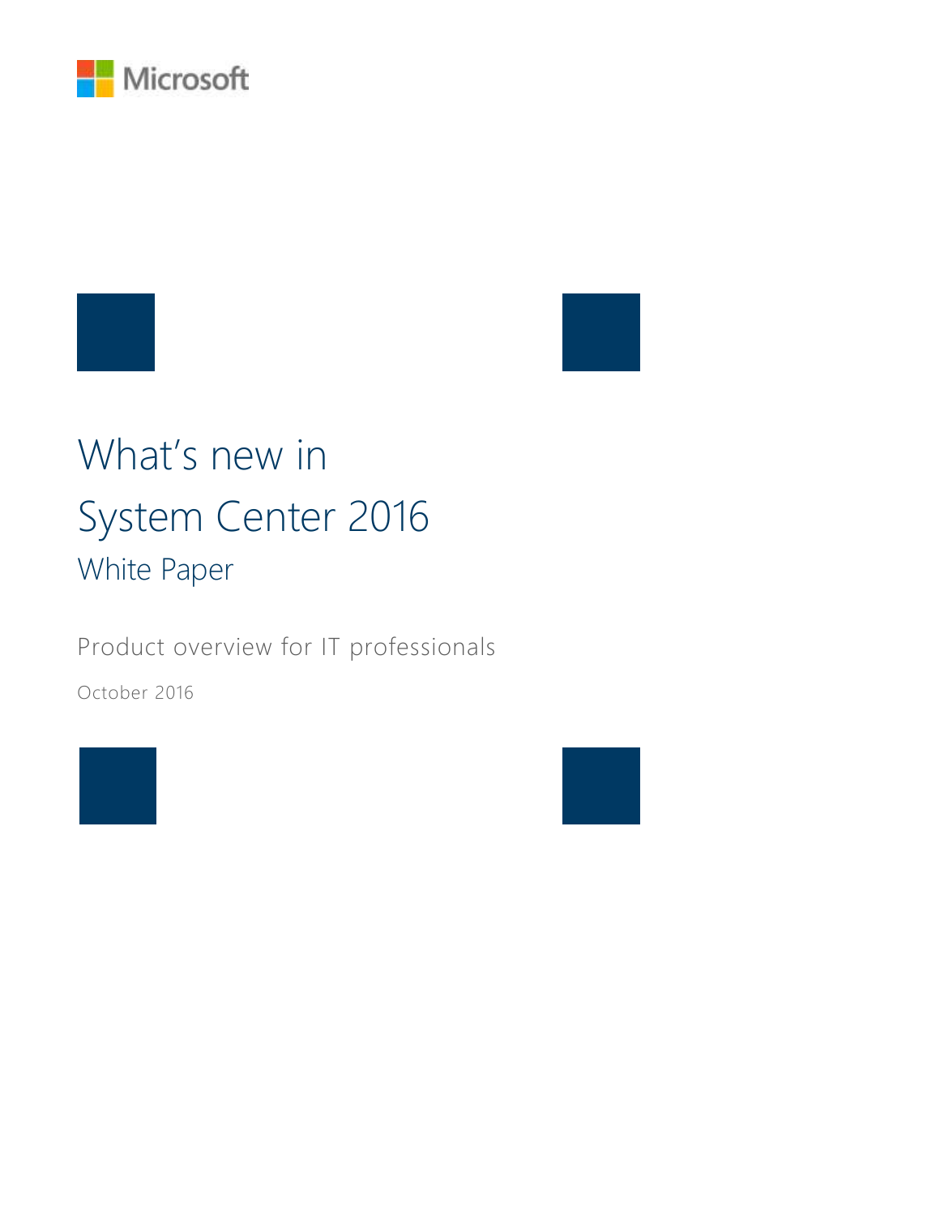Microsoft

# What's new in System Center 2016

## White Paper

Product overview for IT professionals

October 2016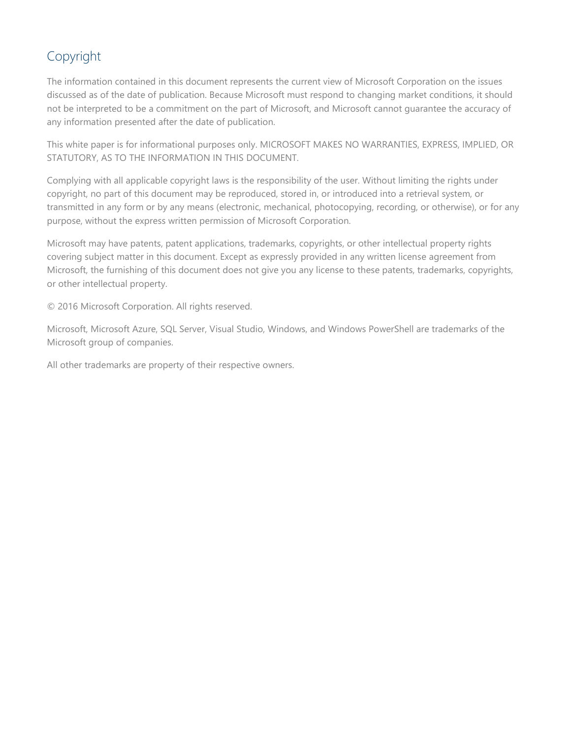# Copyright

The information contained in this document represents the current view of Microsoft Corporation on the issues discussed as of the date of publication. Because Microsoft must respond to changing market conditions, it should not be interpreted to be a commitment on the part of Microsoft, and Microsoft cannot guarantee the accuracy of any information presented after the date of publication.

This white paper is for informational purposes only. MICROSOFT MAKES NO WARRANTIES, EXPRESS, IMPLIED, OR STATUTORY, AS TO THE INFORMATION IN THIS DOCUMENT.

Complying with all applicable copyright laws is the responsibility of the user. Without limiting the rights under copyright, no part of this document may be reproduced, stored in, or introduced into a retrieval system, or transmitted in any form or by any means (electronic, mechanical, photocopying, recording, or otherwise), or for any purpose, without the express written permission of Microsoft Corporation.

Microsoft may have patents, patent applications, trademarks, copyrights, or other intellectual property rights covering subject matter in this document. Except as expressly provided in any written license agreement from Microsoft, the furnishing of this document does not give you any license to these patents, trademarks, copyrights, or other intellectual property.

© 2016 Microsoft Corporation. All rights reserved.

Microsoft, Microsoft Azure, SQL Server, Visual Studio, Windows, and Windows PowerShell are trademarks of the Microsoft group of companies.

All other trademarks are property of their respective owners.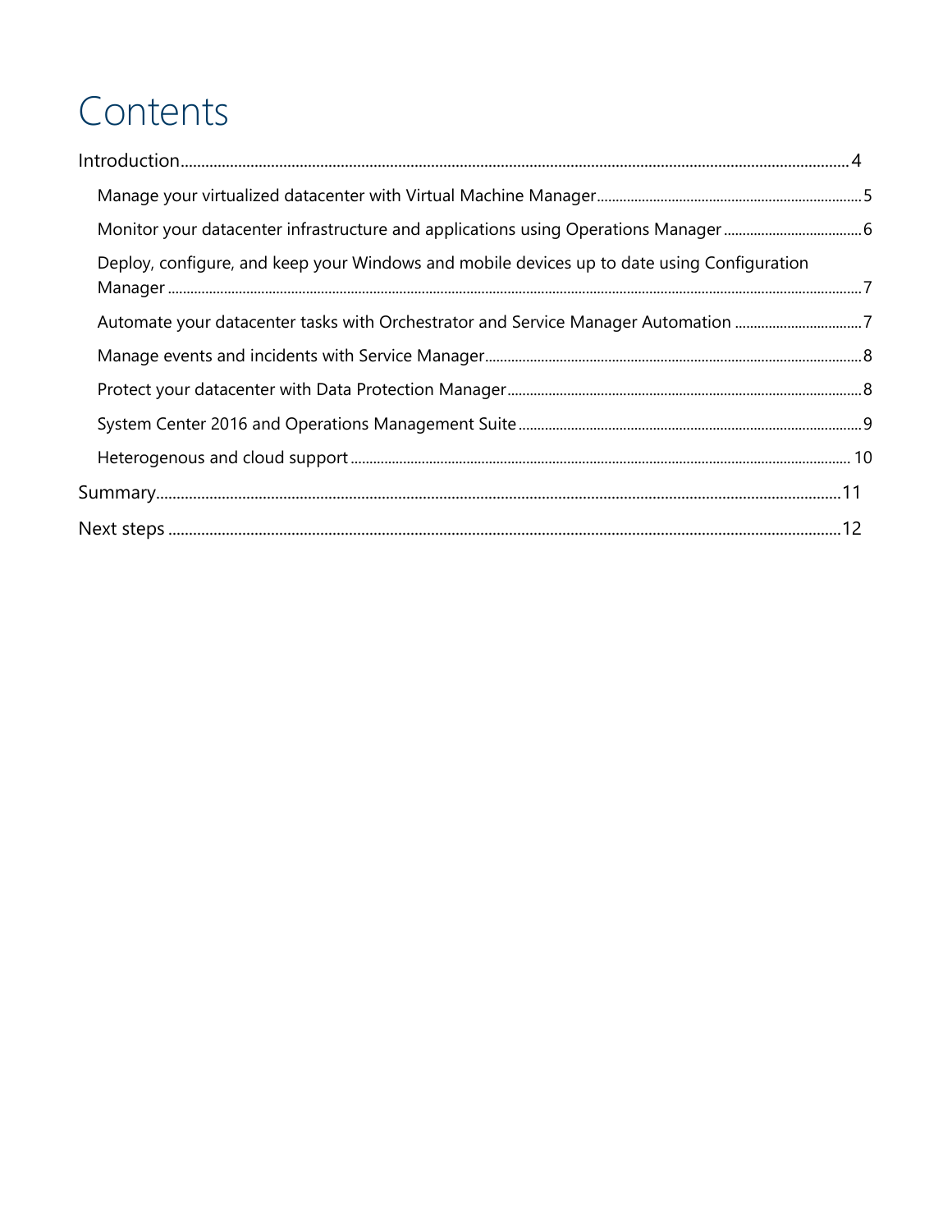# Contents

Introduction ..... 4

- Manage your virtualized datacenter with Virtual Machine Manager ..... 5
- Monitor your datacenter infrastructure and applications using Operations Manager ..... 6
- Deploy, configure, and keep your Windows and mobile devices up to date using Configuration Manager ..... 7
- Automate your datacenter tasks with Orchestrator and Service Manager Automation ..... 7
- Manage events and incidents with Service Manager ..... 8
- Protect your datacenter with Data Protection Manager ..... 8
- System Center 2016 and Operations Management Suite ..... 9
- Heterogenous and cloud support ..... 10

Summary ..... 11

Next steps ..... 12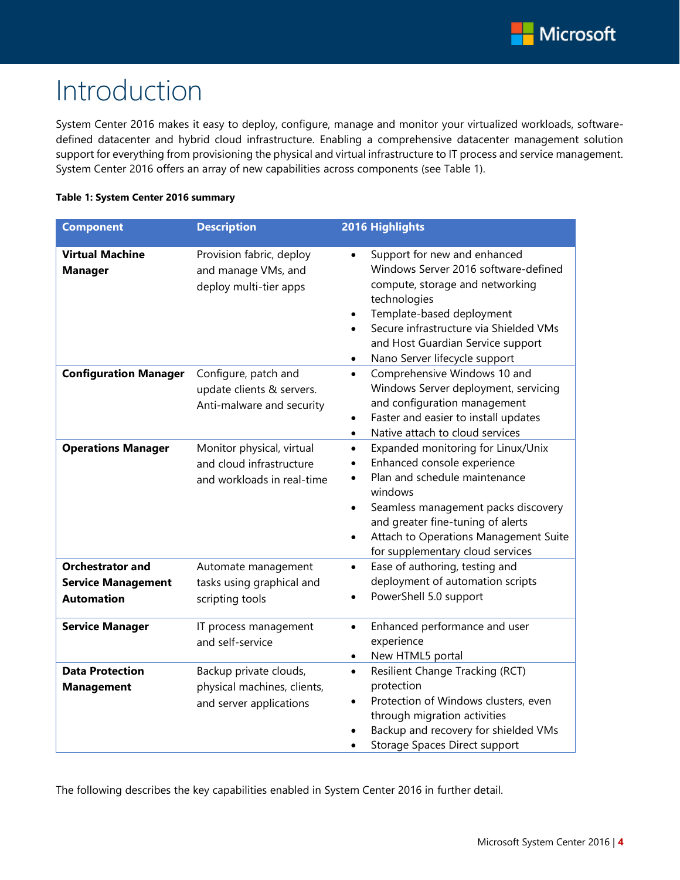# Introduction

System Center 2016 makes it easy to deploy, configure, manage and monitor your virtualized workloads, software-defined datacenter and hybrid cloud infrastructure. Enabling a comprehensive datacenter management solution support for everything from provisioning the physical and virtual infrastructure to IT process and service management. System Center 2016 offers an array of new capabilities across components (see Table 1).

**Table 1: System Center 2016 summary**

| Component | Description | 2016 Highlights |
| --- | --- | --- |
| **Virtual Machine Manager** | Provision fabric, deploy and manage VMs, and deploy multi-tier apps | • Support for new and enhanced Windows Server 2016 software-defined compute, storage and networking technologies<br>• Template-based deployment<br>• Secure infrastructure via Shielded VMs and Host Guardian Service support<br>• Nano Server lifecycle support |
| **Configuration Manager** | Configure, patch and update clients & servers. Anti-malware and security | • Comprehensive Windows 10 and Windows Server deployment, servicing and configuration management<br>• Faster and easier to install updates<br>• Native attach to cloud services |
| **Operations Manager** | Monitor physical, virtual and cloud infrastructure and workloads in real-time | • Expanded monitoring for Linux/Unix<br>• Enhanced console experience<br>• Plan and schedule maintenance windows<br>• Seamless management packs discovery and greater fine-tuning of alerts<br>• Attach to Operations Management Suite for supplementary cloud services |
| **Orchestrator and Service Management Automation** | Automate management tasks using graphical and scripting tools | • Ease of authoring, testing and deployment of automation scripts<br>• PowerShell 5.0 support |
| **Service Manager** | IT process management and self-service | • Enhanced performance and user experience<br>• New HTML5 portal |
| **Data Protection Management** | Backup private clouds, physical machines, clients, and server applications | • Resilient Change Tracking (RCT) protection<br>• Protection of Windows clusters, even through migration activities<br>• Backup and recovery for shielded VMs<br>• Storage Spaces Direct support |

The following describes the key capabilities enabled in System Center 2016 in further detail.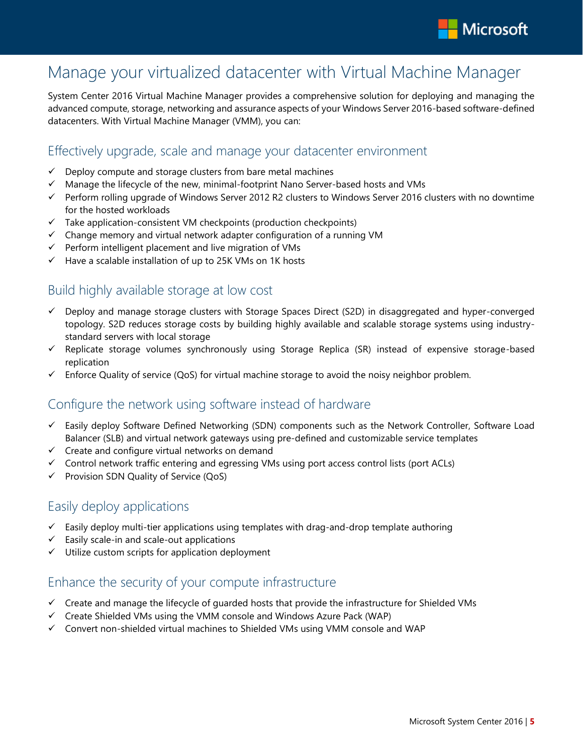# Manage your virtualized datacenter with Virtual Machine Manager

System Center 2016 Virtual Machine Manager provides a comprehensive solution for deploying and managing the advanced compute, storage, networking and assurance aspects of your Windows Server 2016-based software-defined datacenters. With Virtual Machine Manager (VMM), you can:

## Effectively upgrade, scale and manage your datacenter environment

- ✓ Deploy compute and storage clusters from bare metal machines
- ✓ Manage the lifecycle of the new, minimal-footprint Nano Server-based hosts and VMs
- ✓ Perform rolling upgrade of Windows Server 2012 R2 clusters to Windows Server 2016 clusters with no downtime for the hosted workloads
- ✓ Take application-consistent VM checkpoints (production checkpoints)
- ✓ Change memory and virtual network adapter configuration of a running VM
- ✓ Perform intelligent placement and live migration of VMs
- ✓ Have a scalable installation of up to 25K VMs on 1K hosts

## Build highly available storage at low cost

- ✓ Deploy and manage storage clusters with Storage Spaces Direct (S2D) in disaggregated and hyper-converged topology. S2D reduces storage costs by building highly available and scalable storage systems using industry-standard servers with local storage
- ✓ Replicate storage volumes synchronously using Storage Replica (SR) instead of expensive storage-based replication
- ✓ Enforce Quality of service (QoS) for virtual machine storage to avoid the noisy neighbor problem.

## Configure the network using software instead of hardware

- ✓ Easily deploy Software Defined Networking (SDN) components such as the Network Controller, Software Load Balancer (SLB) and virtual network gateways using pre-defined and customizable service templates
- ✓ Create and configure virtual networks on demand
- ✓ Control network traffic entering and egressing VMs using port access control lists (port ACLs)
- ✓ Provision SDN Quality of Service (QoS)

## Easily deploy applications

- ✓ Easily deploy multi-tier applications using templates with drag-and-drop template authoring
- ✓ Easily scale-in and scale-out applications
- ✓ Utilize custom scripts for application deployment

## Enhance the security of your compute infrastructure

- ✓ Create and manage the lifecycle of guarded hosts that provide the infrastructure for Shielded VMs
- ✓ Create Shielded VMs using the VMM console and Windows Azure Pack (WAP)
- ✓ Convert non-shielded virtual machines to Shielded VMs using VMM console and WAP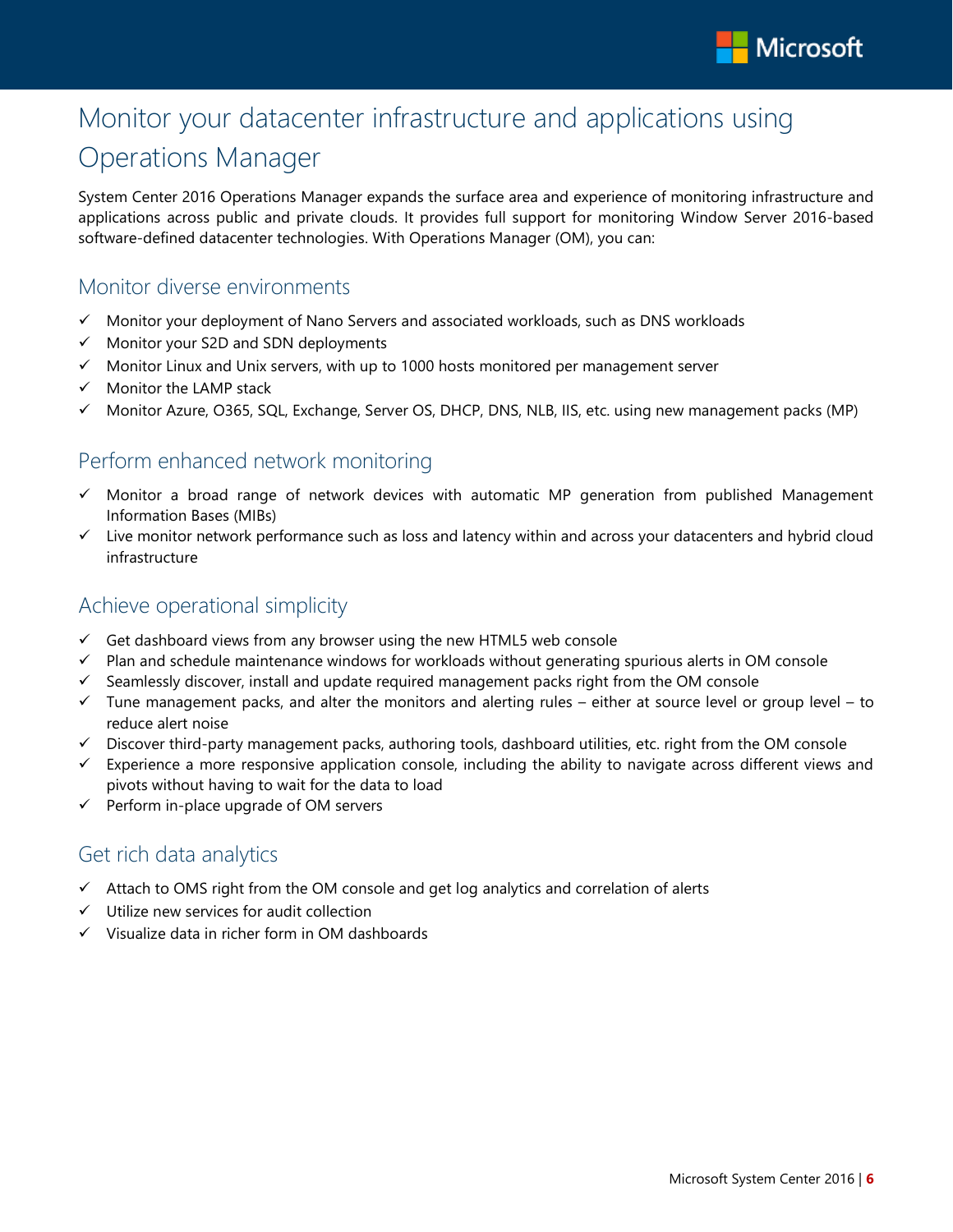# Monitor your datacenter infrastructure and applications using Operations Manager

System Center 2016 Operations Manager expands the surface area and experience of monitoring infrastructure and applications across public and private clouds. It provides full support for monitoring Window Server 2016-based software-defined datacenter technologies. With Operations Manager (OM), you can:

## Monitor diverse environments

- ✓ Monitor your deployment of Nano Servers and associated workloads, such as DNS workloads
- ✓ Monitor your S2D and SDN deployments
- ✓ Monitor Linux and Unix servers, with up to 1000 hosts monitored per management server
- ✓ Monitor the LAMP stack
- ✓ Monitor Azure, O365, SQL, Exchange, Server OS, DHCP, DNS, NLB, IIS, etc. using new management packs (MP)

## Perform enhanced network monitoring

- ✓ Monitor a broad range of network devices with automatic MP generation from published Management Information Bases (MIBs)
- ✓ Live monitor network performance such as loss and latency within and across your datacenters and hybrid cloud infrastructure

## Achieve operational simplicity

- ✓ Get dashboard views from any browser using the new HTML5 web console
- ✓ Plan and schedule maintenance windows for workloads without generating spurious alerts in OM console
- ✓ Seamlessly discover, install and update required management packs right from the OM console
- ✓ Tune management packs, and alter the monitors and alerting rules – either at source level or group level – to reduce alert noise
- ✓ Discover third-party management packs, authoring tools, dashboard utilities, etc. right from the OM console
- ✓ Experience a more responsive application console, including the ability to navigate across different views and pivots without having to wait for the data to load
- ✓ Perform in-place upgrade of OM servers

## Get rich data analytics

- ✓ Attach to OMS right from the OM console and get log analytics and correlation of alerts
- ✓ Utilize new services for audit collection
- ✓ Visualize data in richer form in OM dashboards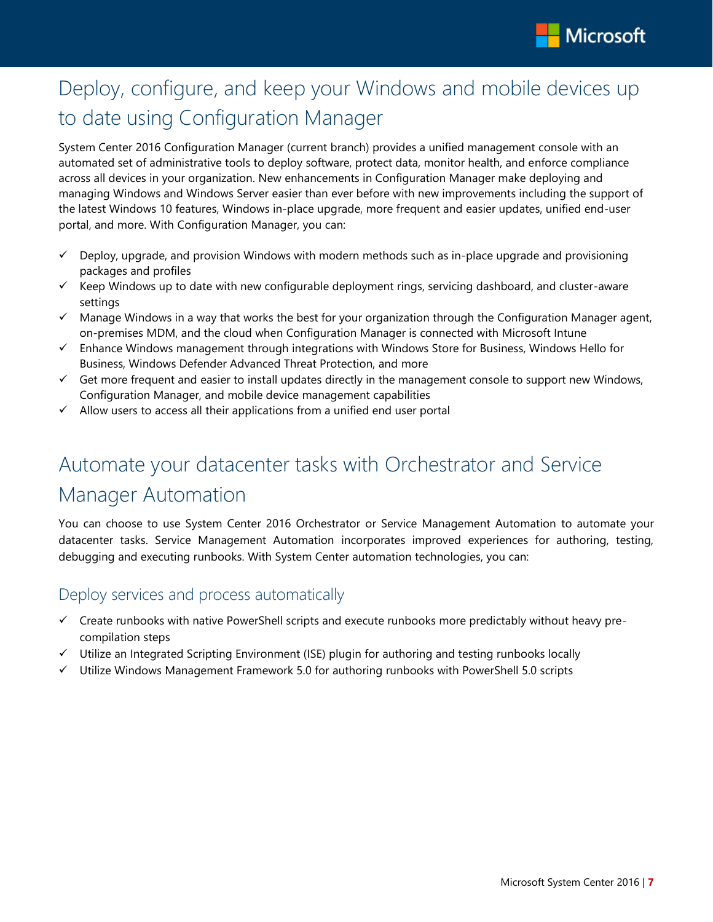## Deploy, configure, and keep your Windows and mobile devices up to date using Configuration Manager

System Center 2016 Configuration Manager (current branch) provides a unified management console with an automated set of administrative tools to deploy software, protect data, monitor health, and enforce compliance across all devices in your organization. New enhancements in Configuration Manager make deploying and managing Windows and Windows Server easier than ever before with new improvements including the support of the latest Windows 10 features, Windows in-place upgrade, more frequent and easier updates, unified end-user portal, and more. With Configuration Manager, you can:

- ✓ Deploy, upgrade, and provision Windows with modern methods such as in-place upgrade and provisioning packages and profiles
- ✓ Keep Windows up to date with new configurable deployment rings, servicing dashboard, and cluster-aware settings
- ✓ Manage Windows in a way that works the best for your organization through the Configuration Manager agent, on-premises MDM, and the cloud when Configuration Manager is connected with Microsoft Intune
- ✓ Enhance Windows management through integrations with Windows Store for Business, Windows Hello for Business, Windows Defender Advanced Threat Protection, and more
- ✓ Get more frequent and easier to install updates directly in the management console to support new Windows, Configuration Manager, and mobile device management capabilities
- ✓ Allow users to access all their applications from a unified end user portal

## Automate your datacenter tasks with Orchestrator and Service Manager Automation

You can choose to use System Center 2016 Orchestrator or Service Management Automation to automate your datacenter tasks. Service Management Automation incorporates improved experiences for authoring, testing, debugging and executing runbooks. With System Center automation technologies, you can:

### Deploy services and process automatically

- ✓ Create runbooks with native PowerShell scripts and execute runbooks more predictably without heavy pre-compilation steps
- ✓ Utilize an Integrated Scripting Environment (ISE) plugin for authoring and testing runbooks locally
- ✓ Utilize Windows Management Framework 5.0 for authoring runbooks with PowerShell 5.0 scripts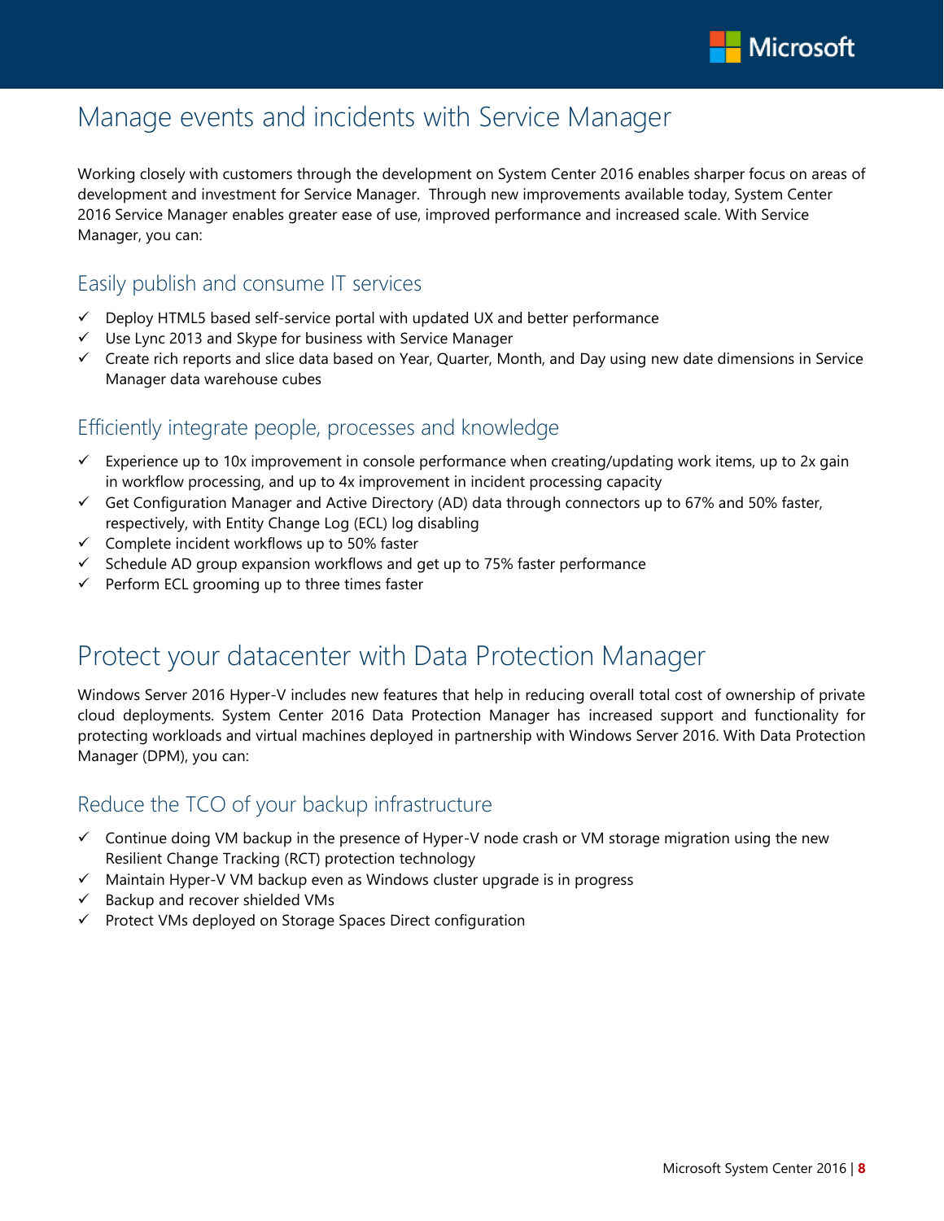# Manage events and incidents with Service Manager

Working closely with customers through the development on System Center 2016 enables sharper focus on areas of development and investment for Service Manager. Through new improvements available today, System Center 2016 Service Manager enables greater ease of use, improved performance and increased scale. With Service Manager, you can:

## Easily publish and consume IT services

- ✓ Deploy HTML5 based self-service portal with updated UX and better performance
- ✓ Use Lync 2013 and Skype for business with Service Manager
- ✓ Create rich reports and slice data based on Year, Quarter, Month, and Day using new date dimensions in Service Manager data warehouse cubes

## Efficiently integrate people, processes and knowledge

- ✓ Experience up to 10x improvement in console performance when creating/updating work items, up to 2x gain in workflow processing, and up to 4x improvement in incident processing capacity
- ✓ Get Configuration Manager and Active Directory (AD) data through connectors up to 67% and 50% faster, respectively, with Entity Change Log (ECL) log disabling
- ✓ Complete incident workflows up to 50% faster
- ✓ Schedule AD group expansion workflows and get up to 75% faster performance
- ✓ Perform ECL grooming up to three times faster

# Protect your datacenter with Data Protection Manager

Windows Server 2016 Hyper-V includes new features that help in reducing overall total cost of ownership of private cloud deployments. System Center 2016 Data Protection Manager has increased support and functionality for protecting workloads and virtual machines deployed in partnership with Windows Server 2016. With Data Protection Manager (DPM), you can:

## Reduce the TCO of your backup infrastructure

- ✓ Continue doing VM backup in the presence of Hyper-V node crash or VM storage migration using the new Resilient Change Tracking (RCT) protection technology
- ✓ Maintain Hyper-V VM backup even as Windows cluster upgrade is in progress
- ✓ Backup and recover shielded VMs
- ✓ Protect VMs deployed on Storage Spaces Direct configuration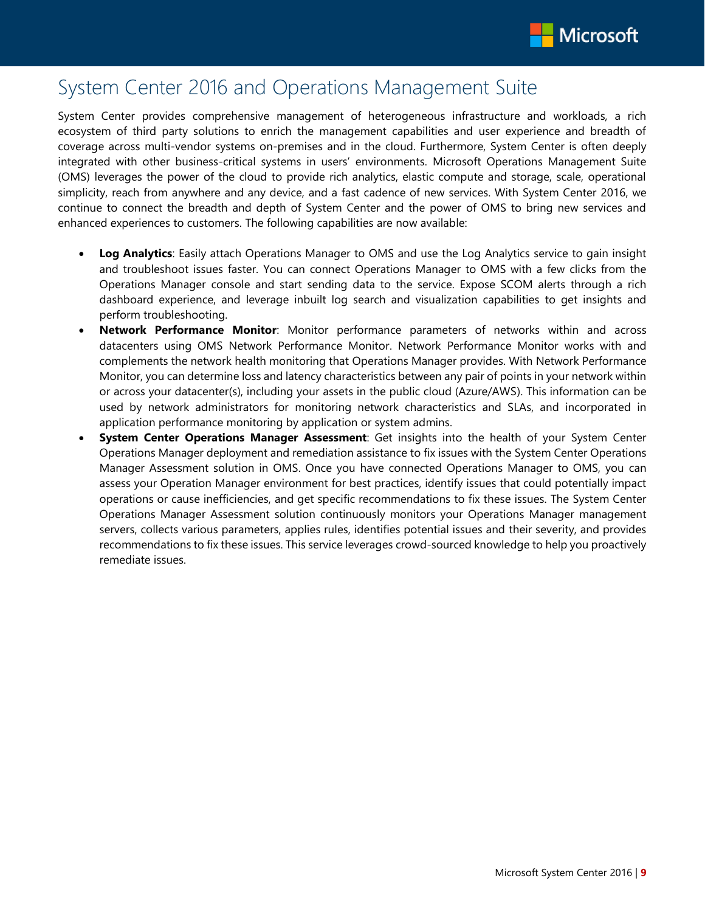# System Center 2016 and Operations Management Suite

System Center provides comprehensive management of heterogeneous infrastructure and workloads, a rich ecosystem of third party solutions to enrich the management capabilities and user experience and breadth of coverage across multi-vendor systems on-premises and in the cloud. Furthermore, System Center is often deeply integrated with other business-critical systems in users' environments. Microsoft Operations Management Suite (OMS) leverages the power of the cloud to provide rich analytics, elastic compute and storage, scale, operational simplicity, reach from anywhere and any device, and a fast cadence of new services. With System Center 2016, we continue to connect the breadth and depth of System Center and the power of OMS to bring new services and enhanced experiences to customers. The following capabilities are now available:

- **Log Analytics**: Easily attach Operations Manager to OMS and use the Log Analytics service to gain insight and troubleshoot issues faster. You can connect Operations Manager to OMS with a few clicks from the Operations Manager console and start sending data to the service. Expose SCOM alerts through a rich dashboard experience, and leverage inbuilt log search and visualization capabilities to get insights and perform troubleshooting.
- **Network Performance Monitor**: Monitor performance parameters of networks within and across datacenters using OMS Network Performance Monitor. Network Performance Monitor works with and complements the network health monitoring that Operations Manager provides. With Network Performance Monitor, you can determine loss and latency characteristics between any pair of points in your network within or across your datacenter(s), including your assets in the public cloud (Azure/AWS). This information can be used by network administrators for monitoring network characteristics and SLAs, and incorporated in application performance monitoring by application or system admins.
- **System Center Operations Manager Assessment**: Get insights into the health of your System Center Operations Manager deployment and remediation assistance to fix issues with the System Center Operations Manager Assessment solution in OMS. Once you have connected Operations Manager to OMS, you can assess your Operation Manager environment for best practices, identify issues that could potentially impact operations or cause inefficiencies, and get specific recommendations to fix these issues. The System Center Operations Manager Assessment solution continuously monitors your Operations Manager management servers, collects various parameters, applies rules, identifies potential issues and their severity, and provides recommendations to fix these issues. This service leverages crowd-sourced knowledge to help you proactively remediate issues.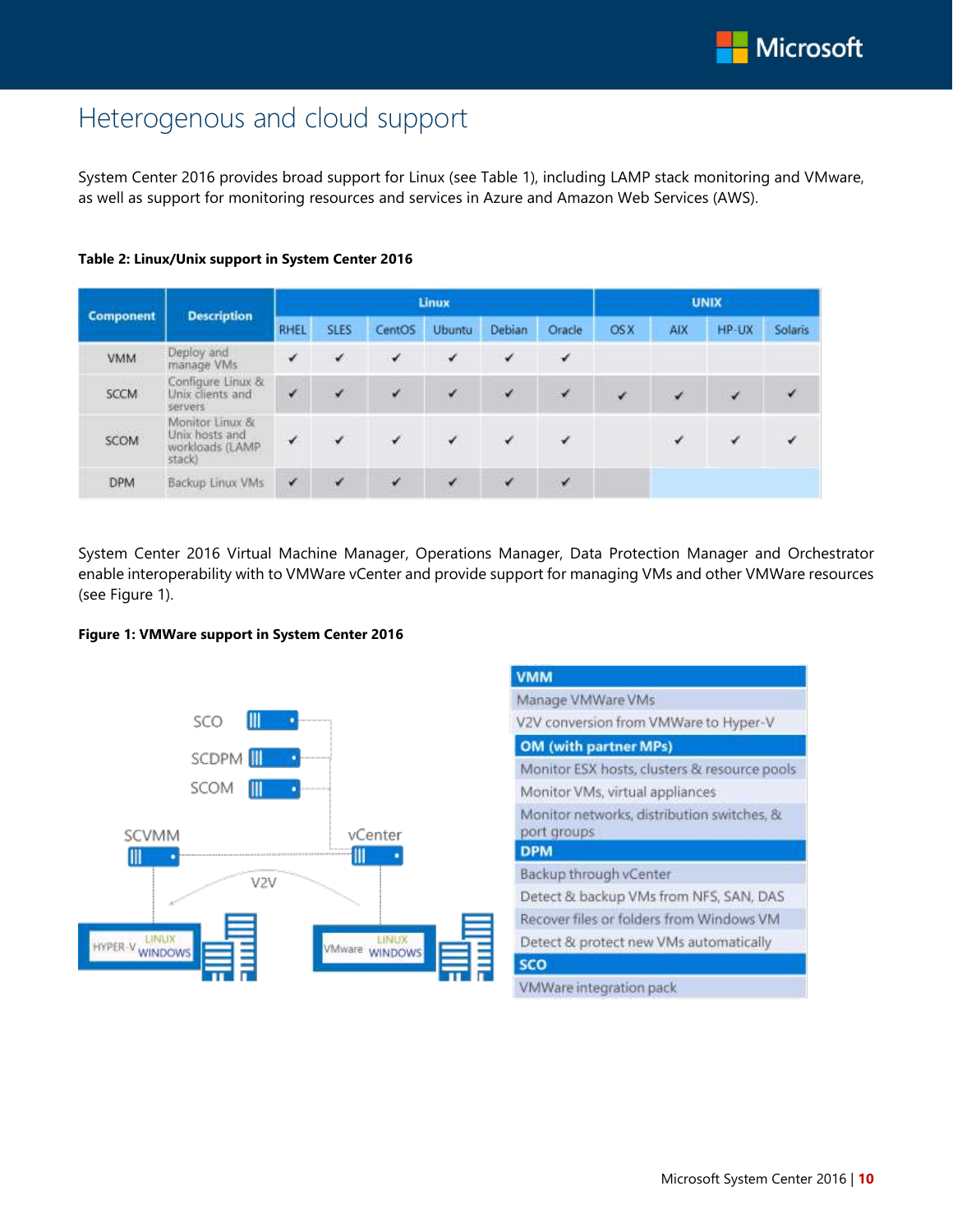# Heterogenous and cloud support

System Center 2016 provides broad support for Linux (see Table 1), including LAMP stack monitoring and VMware, as well as support for monitoring resources and services in Azure and Amazon Web Services (AWS).

**Table 2: Linux/Unix support in System Center 2016**

| Component | Description | Linux | | | | | | UNIX | | | |
|---|---|---|---|---|---|---|---|---|---|---|---|
| | | RHEL | SLES | CentOS | Ubuntu | Debian | Oracle | OS X | AIX | HP-UX | Solaris |
| VMM | Deploy and manage VMs | ✔ | ✔ | ✔ | ✔ | ✔ | ✔ | | | | |
| SCCM | Configure Linux & Unix clients and servers | ✔ | ✔ | ✔ | ✔ | ✔ | ✔ | ✔ | ✔ | ✔ | ✔ |
| SCOM | Monitor Linux & Unix hosts and workloads (LAMP stack) | ✔ | ✔ | ✔ | ✔ | ✔ | ✔ | | ✔ | ✔ | ✔ |
| DPM | Backup Linux VMs | ✔ | ✔ | ✔ | ✔ | ✔ | ✔ | | | | |

System Center 2016 Virtual Machine Manager, Operations Manager, Data Protection Manager and Orchestrator enable interoperability with to VMWare vCenter and provide support for managing VMs and other VMWare resources (see Figure 1).

**Figure 1: VMWare support in System Center 2016**

SCO, SCDPM, SCOM, SCVMM, vCenter, V2V, HYPER-V (LINUX, WINDOWS), VMware (LINUX, WINDOWS)

| VMM |
|---|
| Manage VMWare VMs |
| V2V conversion from VMWare to Hyper-V |
| **OM (with partner MPs)** |
| Monitor ESX hosts, clusters & resource pools |
| Monitor VMs, virtual appliances |
| Monitor networks, distribution switches, & port groups |
| **DPM** |
| Backup through vCenter |
| Detect & backup VMs from NFS, SAN, DAS |
| Recover files or folders from Windows VM |
| Detect & protect new VMs automatically |
| **SCO** |
| VMWare integration pack |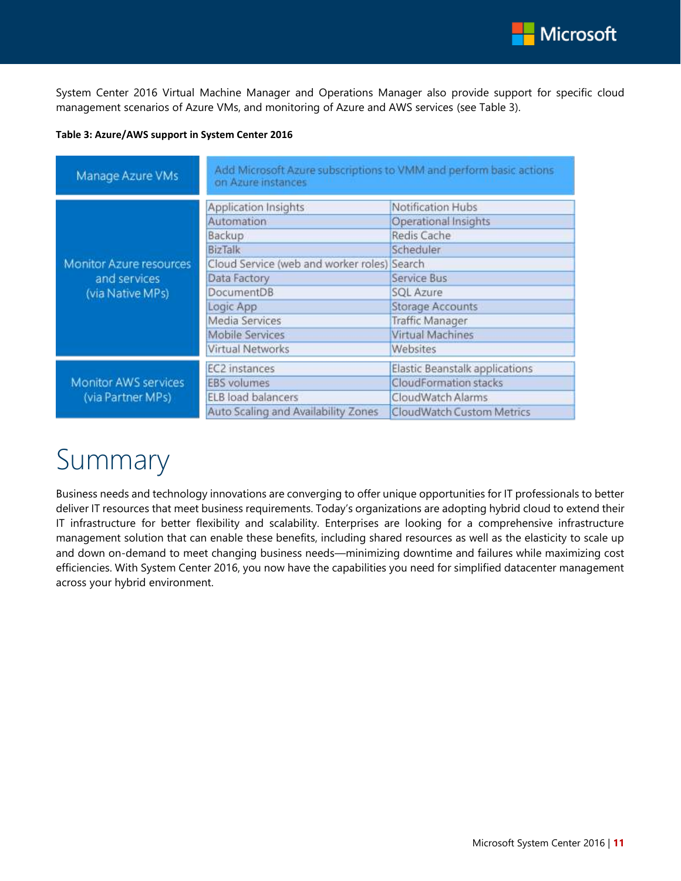System Center 2016 Virtual Machine Manager and Operations Manager also provide support for specific cloud management scenarios of Azure VMs, and monitoring of Azure and AWS services (see Table 3).

**Table 3: Azure/AWS support in System Center 2016**

| | | |
|---|---|---|
| Manage Azure VMs | Add Microsoft Azure subscriptions to VMM and perform basic actions on Azure instances | |
| Monitor Azure resources and services (via Native MPs) | Application Insights | Notification Hubs |
| | Automation | Operational Insights |
| | Backup | Redis Cache |
| | BizTalk | Scheduler |
| | Cloud Service (web and worker roles) | Search |
| | Data Factory | Service Bus |
| | DocumentDB | SQL Azure |
| | Logic App | Storage Accounts |
| | Media Services | Traffic Manager |
| | Mobile Services | Virtual Machines |
| | Virtual Networks | Websites |
| Monitor AWS services (via Partner MPs) | EC2 instances | Elastic Beanstalk applications |
| | EBS volumes | CloudFormation stacks |
| | ELB load balancers | CloudWatch Alarms |
| | Auto Scaling and Availability Zones | CloudWatch Custom Metrics |

# Summary

Business needs and technology innovations are converging to offer unique opportunities for IT professionals to better deliver IT resources that meet business requirements. Today's organizations are adopting hybrid cloud to extend their IT infrastructure for better flexibility and scalability. Enterprises are looking for a comprehensive infrastructure management solution that can enable these benefits, including shared resources as well as the elasticity to scale up and down on-demand to meet changing business needs—minimizing downtime and failures while maximizing cost efficiencies. With System Center 2016, you now have the capabilities you need for simplified datacenter management across your hybrid environment.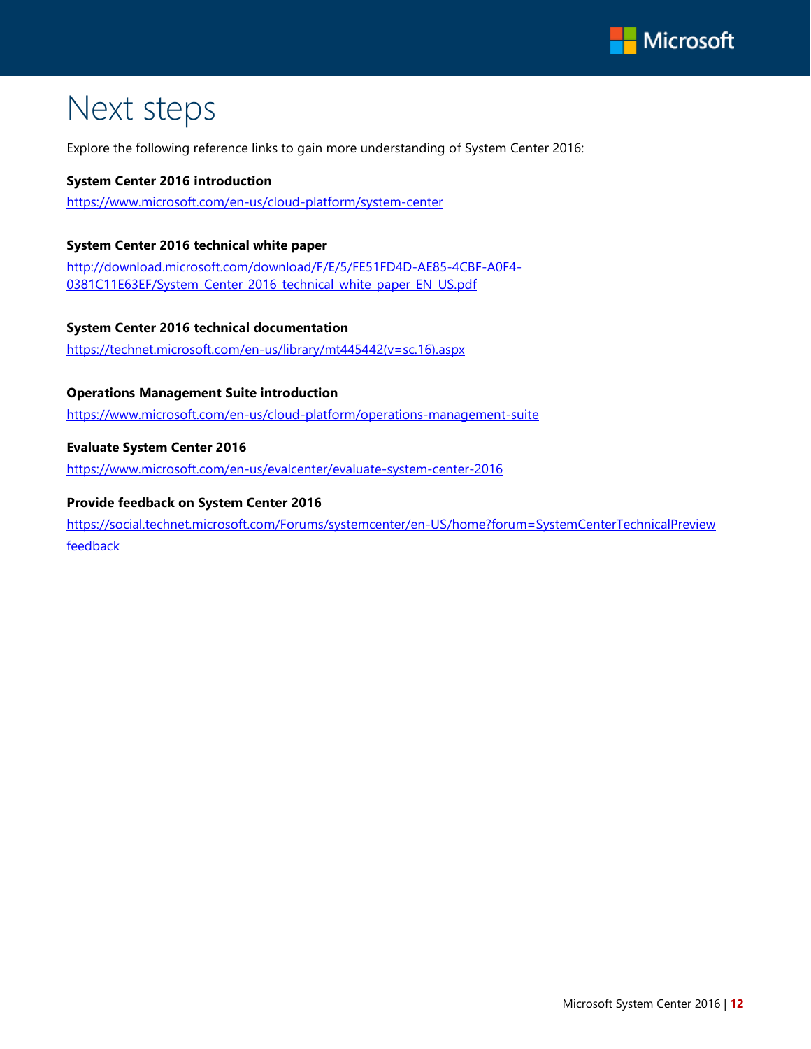# Next steps

Explore the following reference links to gain more understanding of System Center 2016:

**System Center 2016 introduction**

https://www.microsoft.com/en-us/cloud-platform/system-center

**System Center 2016 technical white paper**

http://download.microsoft.com/download/F/E/5/FE51FD4D-AE85-4CBF-A0F4-0381C11E63EF/System_Center_2016_technical_white_paper_EN_US.pdf

**System Center 2016 technical documentation**

https://technet.microsoft.com/en-us/library/mt445442(v=sc.16).aspx

**Operations Management Suite introduction**

https://www.microsoft.com/en-us/cloud-platform/operations-management-suite

**Evaluate System Center 2016**

https://www.microsoft.com/en-us/evalcenter/evaluate-system-center-2016

**Provide feedback on System Center 2016**

https://social.technet.microsoft.com/Forums/systemcenter/en-US/home?forum=SystemCenterTechnicalPreviewfeedback